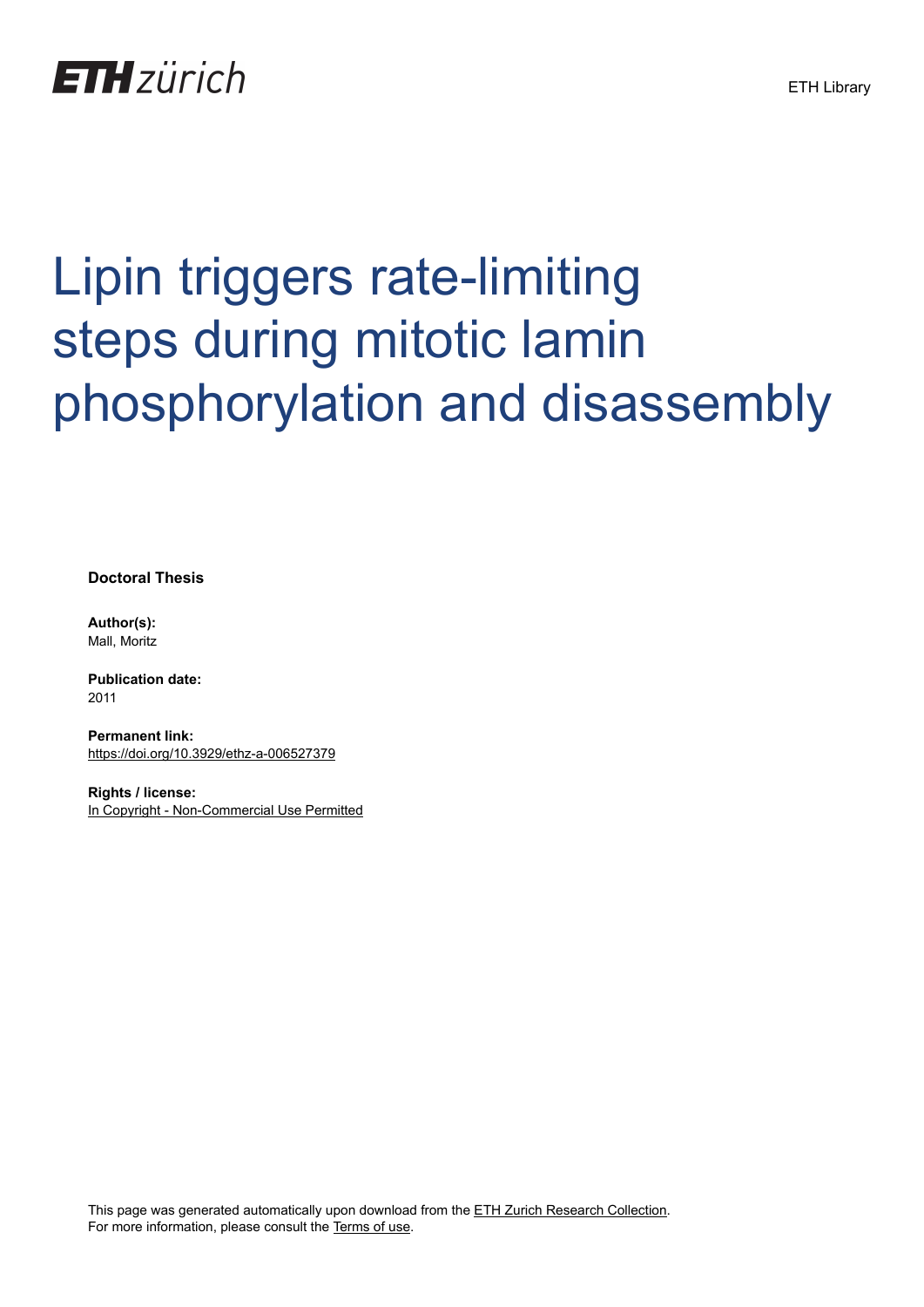ETH zürich

ETH Library

# Lipin triggers rate-limiting steps during mitotic lamin phosphorylation and disassembly

**Doctoral Thesis**

**Author(s):**
Mall, Moritz

**Publication date:**
2011

**Permanent link:**
https://doi.org/10.3929/ethz-a-006527379

**Rights / license:**
In Copyright - Non-Commercial Use Permitted

This page was generated automatically upon download from the ETH Zurich Research Collection.
For more information, please consult the Terms of use.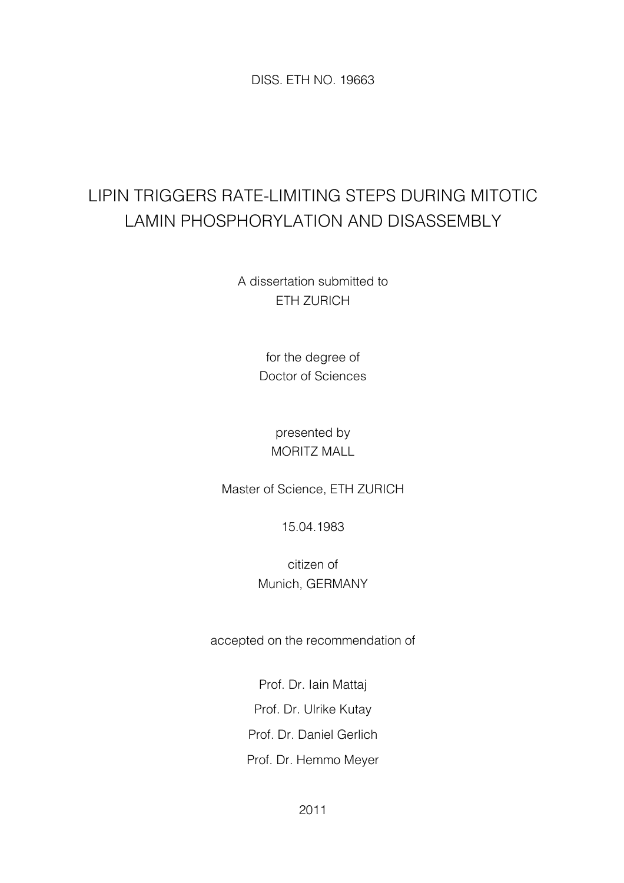DISS. ETH NO. 19663

# LIPIN TRIGGERS RATE-LIMITING STEPS DURING MITOTIC LAMIN PHOSPHORYLATION AND DISASSEMBLY

A dissertation submitted to
ETH ZURICH

for the degree of
Doctor of Sciences

presented by
MORITZ MALL

Master of Science, ETH ZURICH

15.04.1983

citizen of
Munich, GERMANY

accepted on the recommendation of

Prof. Dr. Iain Mattaj

Prof. Dr. Ulrike Kutay

Prof. Dr. Daniel Gerlich

Prof. Dr. Hemmo Meyer

2011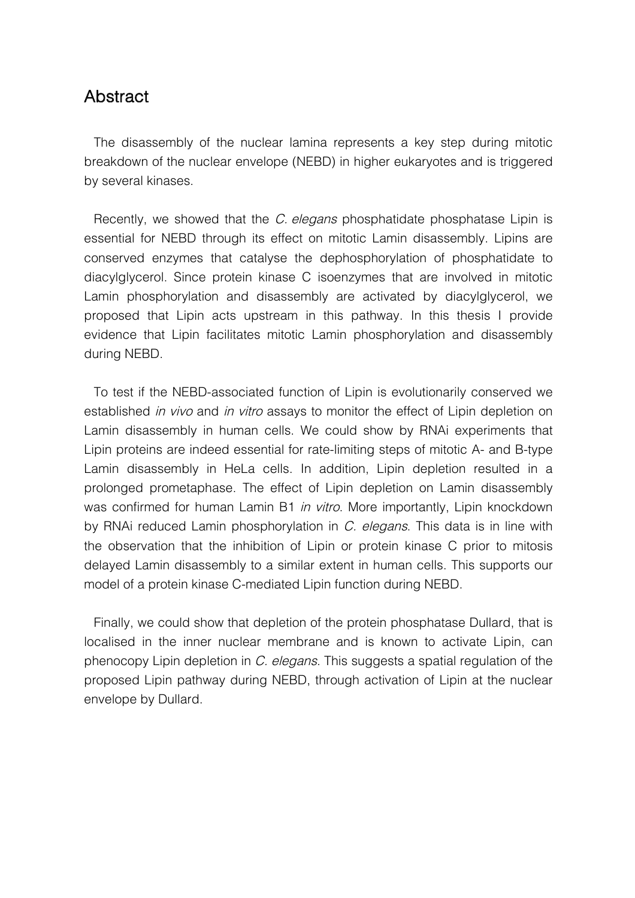# Abstract

The disassembly of the nuclear lamina represents a key step during mitotic breakdown of the nuclear envelope (NEBD) in higher eukaryotes and is triggered by several kinases.

Recently, we showed that the *C. elegans* phosphatidate phosphatase Lipin is essential for NEBD through its effect on mitotic Lamin disassembly. Lipins are conserved enzymes that catalyse the dephosphorylation of phosphatidate to diacylglycerol. Since protein kinase C isoenzymes that are involved in mitotic Lamin phosphorylation and disassembly are activated by diacylglycerol, we proposed that Lipin acts upstream in this pathway. In this thesis I provide evidence that Lipin facilitates mitotic Lamin phosphorylation and disassembly during NEBD.

To test if the NEBD-associated function of Lipin is evolutionarily conserved we established *in vivo* and *in vitro* assays to monitor the effect of Lipin depletion on Lamin disassembly in human cells. We could show by RNAi experiments that Lipin proteins are indeed essential for rate-limiting steps of mitotic A- and B-type Lamin disassembly in HeLa cells. In addition, Lipin depletion resulted in a prolonged prometaphase. The effect of Lipin depletion on Lamin disassembly was confirmed for human Lamin B1 *in vitro*. More importantly, Lipin knockdown by RNAi reduced Lamin phosphorylation in *C. elegans*. This data is in line with the observation that the inhibition of Lipin or protein kinase C prior to mitosis delayed Lamin disassembly to a similar extent in human cells. This supports our model of a protein kinase C-mediated Lipin function during NEBD.

Finally, we could show that depletion of the protein phosphatase Dullard, that is localised in the inner nuclear membrane and is known to activate Lipin, can phenocopy Lipin depletion in *C. elegans*. This suggests a spatial regulation of the proposed Lipin pathway during NEBD, through activation of Lipin at the nuclear envelope by Dullard.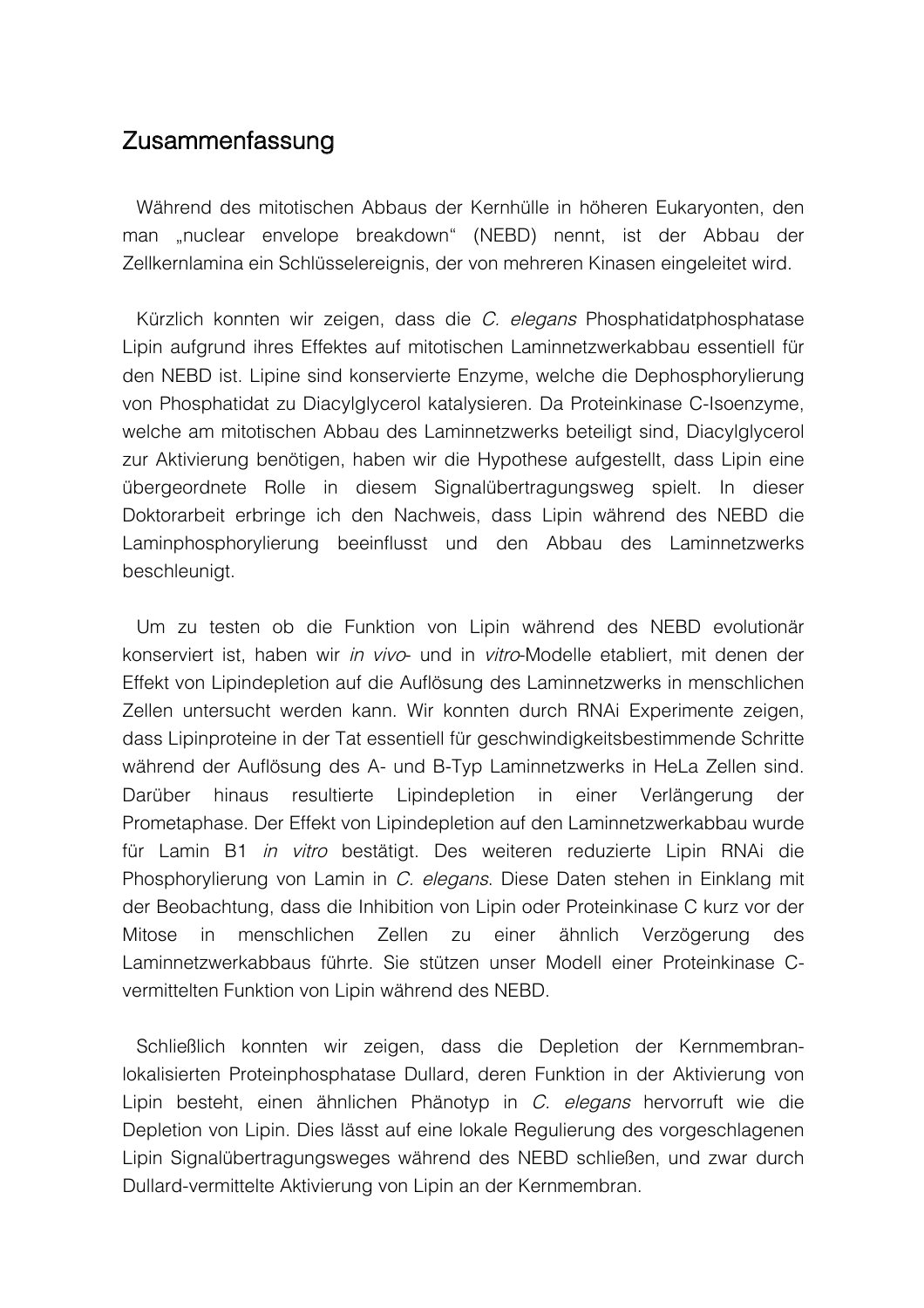## Zusammenfassung

Während des mitotischen Abbaus der Kernhülle in höheren Eukaryonten, den man „nuclear envelope breakdown" (NEBD) nennt, ist der Abbau der Zellkernlamina ein Schlüsselereignis, der von mehreren Kinasen eingeleitet wird.

Kürzlich konnten wir zeigen, dass die *C. elegans* Phosphatidatphosphatase Lipin aufgrund ihres Effektes auf mitotischen Laminnetzwerkabbau essentiell für den NEBD ist. Lipine sind konservierte Enzyme, welche die Dephosphorylierung von Phosphatidat zu Diacylglycerol katalysieren. Da Proteinkinase C-Isoenzyme, welche am mitotischen Abbau des Laminnetzwerks beteiligt sind, Diacylglycerol zur Aktivierung benötigen, haben wir die Hypothese aufgestellt, dass Lipin eine übergeordnete Rolle in diesem Signalübertragungsweg spielt. In dieser Doktorarbeit erbringe ich den Nachweis, dass Lipin während des NEBD die Laminphosphorylierung beeinflusst und den Abbau des Laminnetzwerks beschleunigt.

Um zu testen ob die Funktion von Lipin während des NEBD evolutionär konserviert ist, haben wir *in vivo*- und *in vitro*-Modelle etabliert, mit denen der Effekt von Lipindepletion auf die Auflösung des Laminnetzwerks in menschlichen Zellen untersucht werden kann. Wir konnten durch RNAi Experimente zeigen, dass Lipinproteine in der Tat essentiell für geschwindigkeitsbestimmende Schritte während der Auflösung des A- und B-Typ Laminnetzwerks in HeLa Zellen sind. Darüber hinaus resultierte Lipindepletion in einer Verlängerung der Prometaphase. Der Effekt von Lipindepletion auf den Laminnetzwerkabbau wurde für Lamin B1 *in vitro* bestätigt. Des weiteren reduzierte Lipin RNAi die Phosphorylierung von Lamin in *C. elegans*. Diese Daten stehen in Einklang mit der Beobachtung, dass die Inhibition von Lipin oder Proteinkinase C kurz vor der Mitose in menschlichen Zellen zu einer ähnlich Verzögerung des Laminnetzwerkabbaus führte. Sie stützen unser Modell einer Proteinkinase C-vermittelten Funktion von Lipin während des NEBD.

Schließlich konnten wir zeigen, dass die Depletion der Kernmembran-lokalisierten Proteinphosphatase Dullard, deren Funktion in der Aktivierung von Lipin besteht, einen ähnlichen Phänotyp in *C. elegans* hervorruft wie die Depletion von Lipin. Dies lässt auf eine lokale Regulierung des vorgeschlagenen Lipin Signalübertragungsweges während des NEBD schließen, und zwar durch Dullard-vermittelte Aktivierung von Lipin an der Kernmembran.